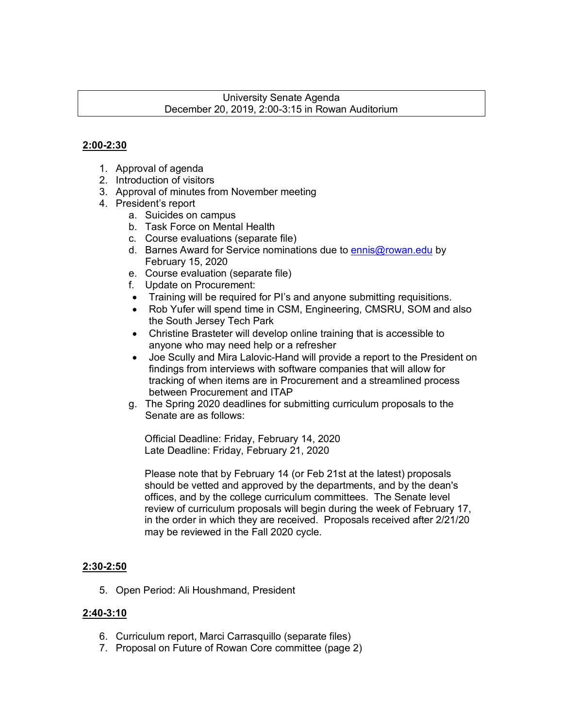University Senate Agenda
December 20, 2019, 2:00-3:15 in Rowan Auditorium

**2:00-2:30**

1. Approval of agenda
2. Introduction of visitors
3. Approval of minutes from November meeting
4. President's report
   a. Suicides on campus
   b. Task Force on Mental Health
   c. Course evaluations (separate file)
   d. Barnes Award for Service nominations due to [ennis@rowan.edu](mailto:ennis@rowan.edu) by February 15, 2020
   e. Course evaluation (separate file)
   f. Update on Procurement:
   - Training will be required for PI's and anyone submitting requisitions.
   - Rob Yufer will spend time in CSM, Engineering, CMSRU, SOM and also the South Jersey Tech Park
   - Christine Brasteter will develop online training that is accessible to anyone who may need help or a refresher
   - Joe Scully and Mira Lalovic-Hand will provide a report to the President on findings from interviews with software companies that will allow for tracking of when items are in Procurement and a streamlined process between Procurement and ITAP

   g. The Spring 2020 deadlines for submitting curriculum proposals to the Senate are as follows:

      Official Deadline: Friday, February 14, 2020
      Late Deadline: Friday, February 21, 2020

      Please note that by February 14 (or Feb 21st at the latest) proposals should be vetted and approved by the departments, and by the dean's offices, and by the college curriculum committees. The Senate level review of curriculum proposals will begin during the week of February 17, in the order in which they are received. Proposals received after 2/21/20 may be reviewed in the Fall 2020 cycle.

**2:30-2:50**

5. Open Period: Ali Houshmand, President

**2:40-3:10**

6. Curriculum report, Marci Carrasquillo (separate files)
7. Proposal on Future of Rowan Core committee (page 2)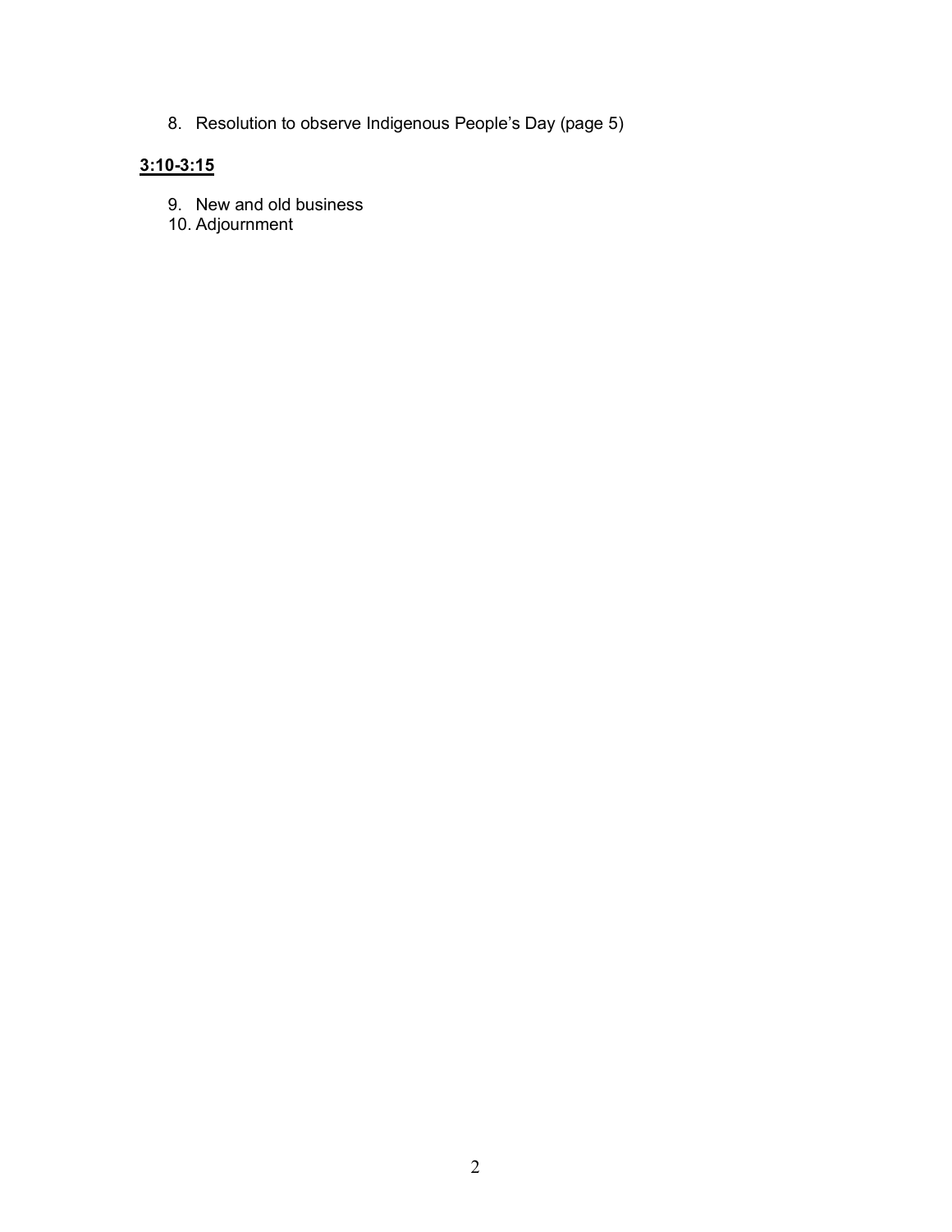8. Resolution to observe Indigenous People's Day (page 5)

**3:10-3:15**

9. New and old business
10. Adjournment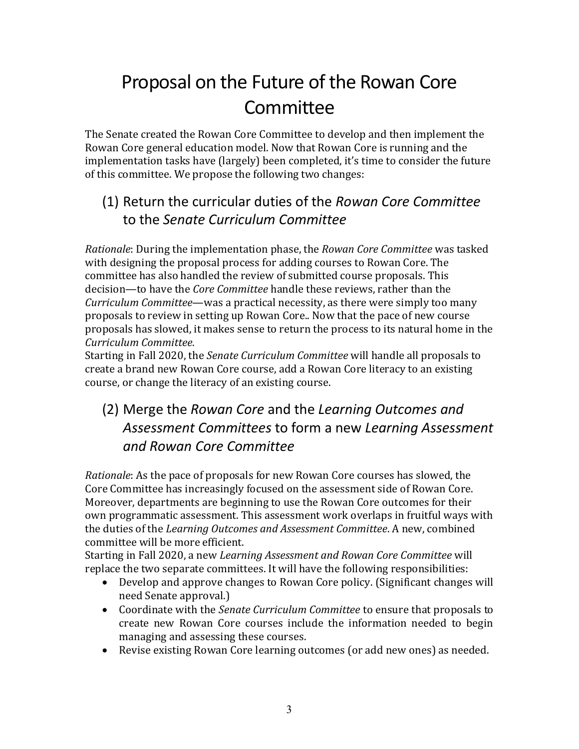# Proposal on the Future of the Rowan Core Committee

The Senate created the Rowan Core Committee to develop and then implement the Rowan Core general education model. Now that Rowan Core is running and the implementation tasks have (largely) been completed, it's time to consider the future of this committee. We propose the following two changes:

## (1) Return the curricular duties of the *Rowan Core Committee* to the *Senate Curriculum Committee*

*Rationale*: During the implementation phase, the *Rowan Core Committee* was tasked with designing the proposal process for adding courses to Rowan Core. The committee has also handled the review of submitted course proposals. This decision—to have the *Core Committee* handle these reviews, rather than the *Curriculum Committee*—was a practical necessity, as there were simply too many proposals to review in setting up Rowan Core.. Now that the pace of new course proposals has slowed, it makes sense to return the process to its natural home in the *Curriculum Committee*.

Starting in Fall 2020, the *Senate Curriculum Committee* will handle all proposals to create a brand new Rowan Core course, add a Rowan Core literacy to an existing course, or change the literacy of an existing course.

## (2) Merge the *Rowan Core* and the *Learning Outcomes and Assessment Committees* to form a new *Learning Assessment and Rowan Core Committee*

*Rationale*: As the pace of proposals for new Rowan Core courses has slowed, the Core Committee has increasingly focused on the assessment side of Rowan Core. Moreover, departments are beginning to use the Rowan Core outcomes for their own programmatic assessment. This assessment work overlaps in fruitful ways with the duties of the *Learning Outcomes and Assessment Committee*. A new, combined committee will be more efficient.

Starting in Fall 2020, a new *Learning Assessment and Rowan Core Committee* will replace the two separate committees. It will have the following responsibilities:

- Develop and approve changes to Rowan Core policy. (Significant changes will need Senate approval.)
- Coordinate with the *Senate Curriculum Committee* to ensure that proposals to create new Rowan Core courses include the information needed to begin managing and assessing these courses.
- Revise existing Rowan Core learning outcomes (or add new ones) as needed.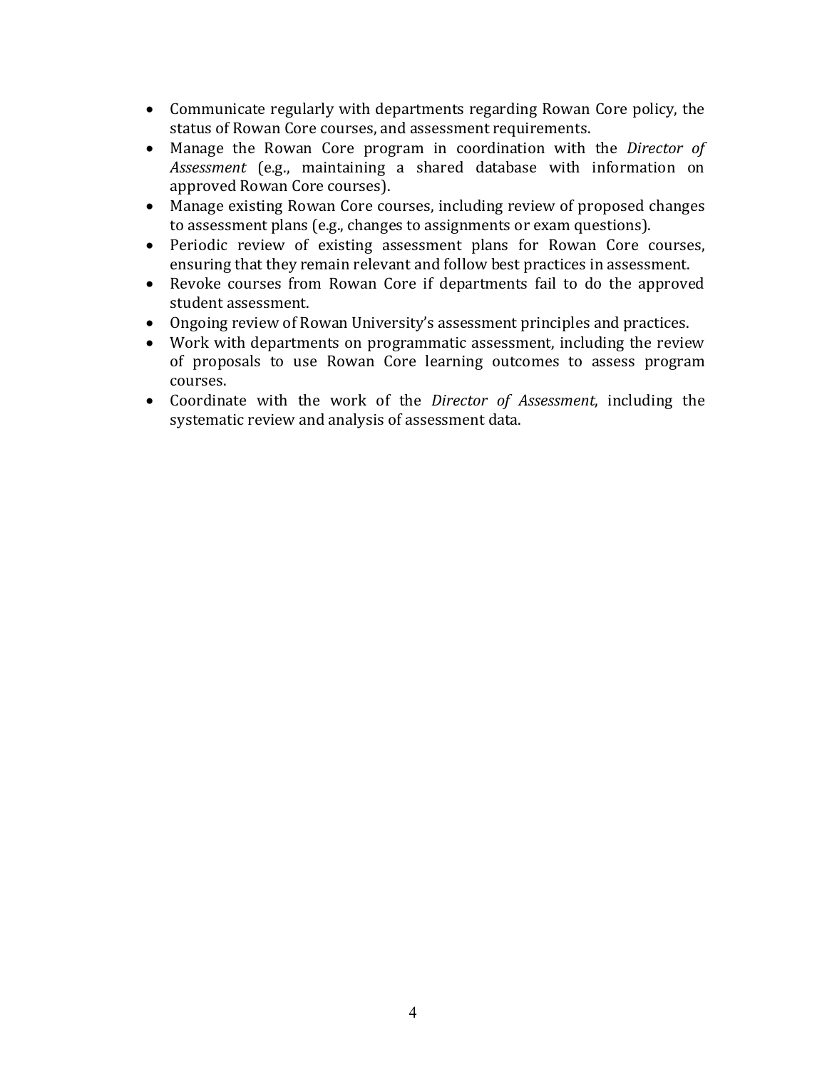- Communicate regularly with departments regarding Rowan Core policy, the status of Rowan Core courses, and assessment requirements.
- Manage the Rowan Core program in coordination with the *Director of Assessment* (e.g., maintaining a shared database with information on approved Rowan Core courses).
- Manage existing Rowan Core courses, including review of proposed changes to assessment plans (e.g., changes to assignments or exam questions).
- Periodic review of existing assessment plans for Rowan Core courses, ensuring that they remain relevant and follow best practices in assessment.
- Revoke courses from Rowan Core if departments fail to do the approved student assessment.
- Ongoing review of Rowan University's assessment principles and practices.
- Work with departments on programmatic assessment, including the review of proposals to use Rowan Core learning outcomes to assess program courses.
- Coordinate with the work of the *Director of Assessment*, including the systematic review and analysis of assessment data.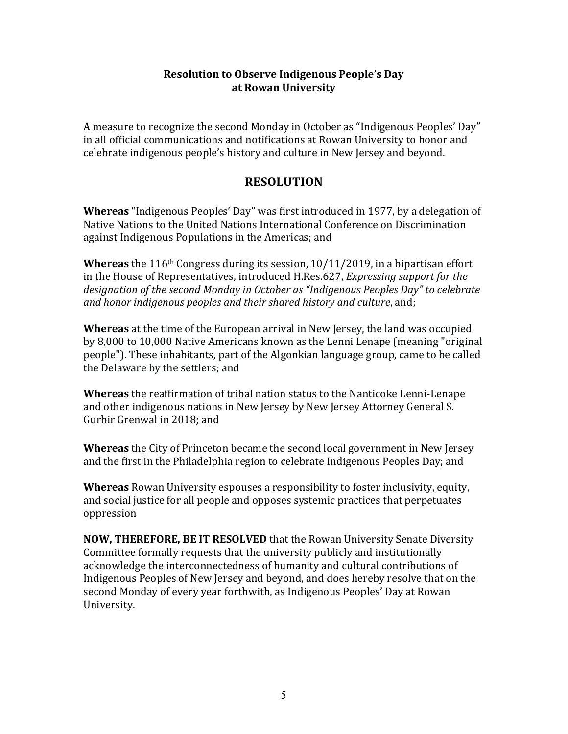**Resolution to Observe Indigenous People's Day at Rowan University**

A measure to recognize the second Monday in October as "Indigenous Peoples' Day" in all official communications and notifications at Rowan University to honor and celebrate indigenous people's history and culture in New Jersey and beyond.

## RESOLUTION

**Whereas** "Indigenous Peoples' Day" was first introduced in 1977, by a delegation of Native Nations to the United Nations International Conference on Discrimination against Indigenous Populations in the Americas; and

**Whereas** the 116th Congress during its session, 10/11/2019, in a bipartisan effort in the House of Representatives, introduced H.Res.627, *Expressing support for the designation of the second Monday in October as "Indigenous Peoples Day" to celebrate and honor indigenous peoples and their shared history and culture*, and;

**Whereas** at the time of the European arrival in New Jersey, the land was occupied by 8,000 to 10,000 Native Americans known as the Lenni Lenape (meaning "original people"). These inhabitants, part of the Algonkian language group, came to be called the Delaware by the settlers; and

**Whereas** the reaffirmation of tribal nation status to the Nanticoke Lenni-Lenape and other indigenous nations in New Jersey by New Jersey Attorney General S. Gurbir Grenwal in 2018; and

**Whereas** the City of Princeton became the second local government in New Jersey and the first in the Philadelphia region to celebrate Indigenous Peoples Day; and

**Whereas** Rowan University espouses a responsibility to foster inclusivity, equity, and social justice for all people and opposes systemic practices that perpetuates oppression

**NOW, THEREFORE, BE IT RESOLVED** that the Rowan University Senate Diversity Committee formally requests that the university publicly and institutionally acknowledge the interconnectedness of humanity and cultural contributions of Indigenous Peoples of New Jersey and beyond, and does hereby resolve that on the second Monday of every year forthwith, as Indigenous Peoples' Day at Rowan University.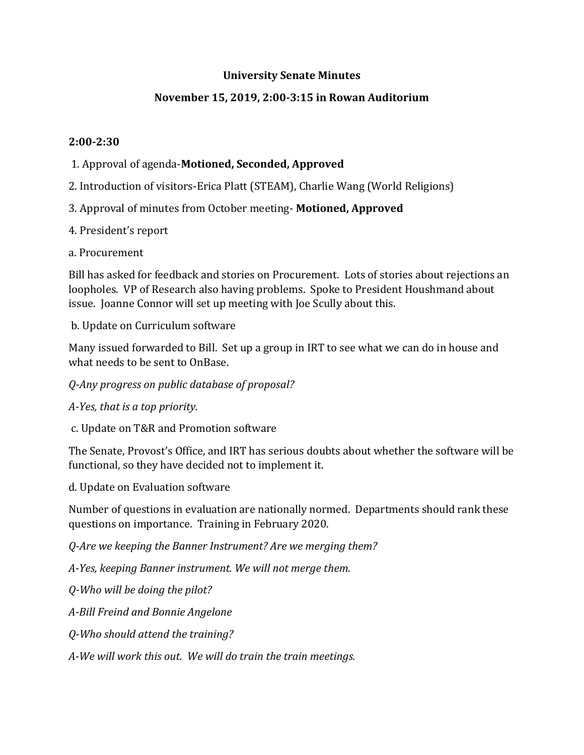**University Senate Minutes**

**November 15, 2019, 2:00-3:15 in Rowan Auditorium**

**2:00-2:30**

1. Approval of agenda-**Motioned, Seconded, Approved**

2. Introduction of visitors-Erica Platt (STEAM), Charlie Wang (World Religions)

3. Approval of minutes from October meeting- **Motioned, Approved**

4. President's report

a. Procurement

Bill has asked for feedback and stories on Procurement. Lots of stories about rejections an loopholes. VP of Research also having problems. Spoke to President Houshmand about issue. Joanne Connor will set up meeting with Joe Scully about this.

b. Update on Curriculum software

Many issued forwarded to Bill. Set up a group in IRT to see what we can do in house and what needs to be sent to OnBase.

*Q-Any progress on public database of proposal?*

*A-Yes, that is a top priority.*

c. Update on T&R and Promotion software

The Senate, Provost's Office, and IRT has serious doubts about whether the software will be functional, so they have decided not to implement it.

d. Update on Evaluation software

Number of questions in evaluation are nationally normed. Departments should rank these questions on importance. Training in February 2020.

*Q-Are we keeping the Banner Instrument? Are we merging them?*

*A-Yes, keeping Banner instrument. We will not merge them.*

*Q-Who will be doing the pilot?*

*A-Bill Freind and Bonnie Angelone*

*Q-Who should attend the training?*

*A-We will work this out. We will do train the train meetings.*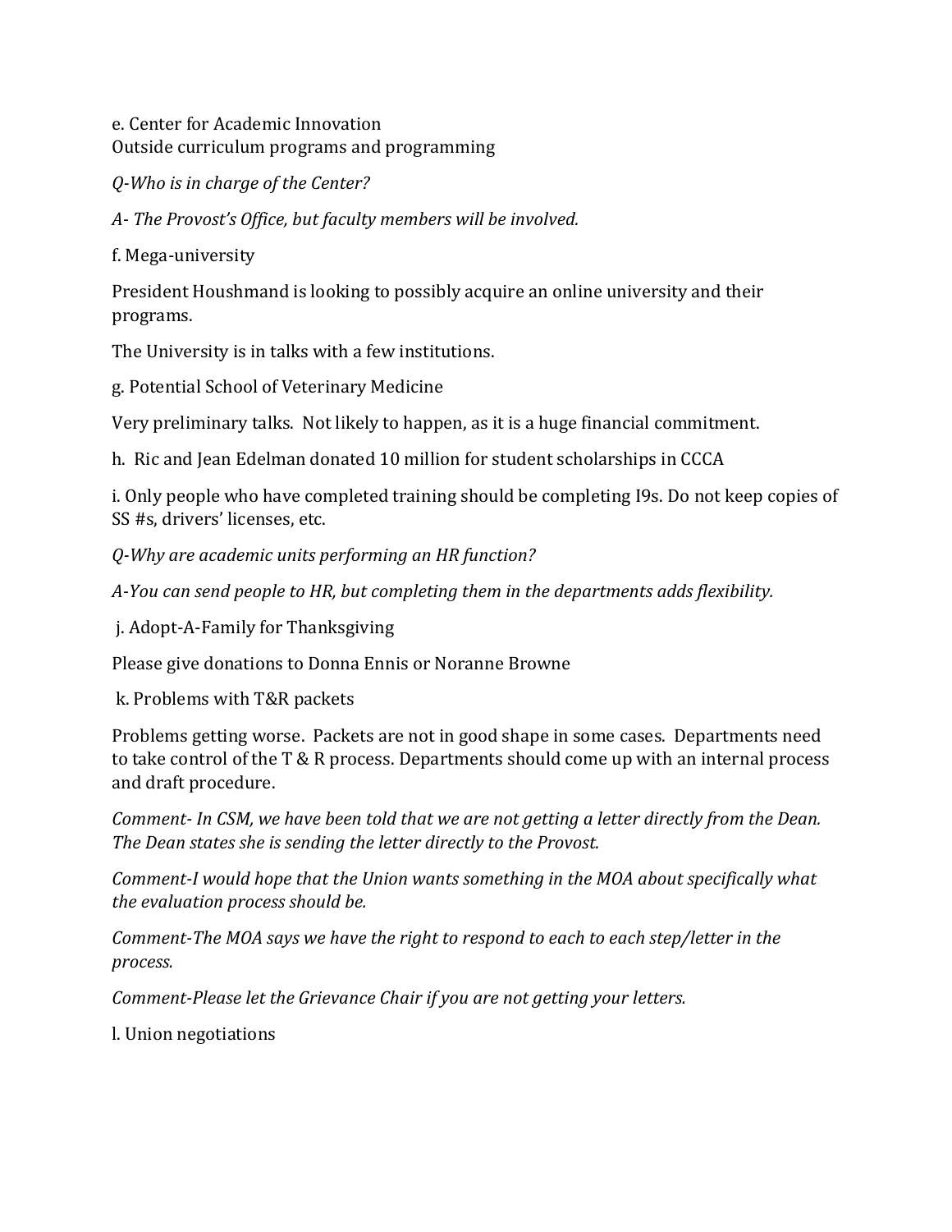e. Center for Academic Innovation
Outside curriculum programs and programming

*Q-Who is in charge of the Center?*

*A- The Provost's Office, but faculty members will be involved.*

f. Mega-university

President Houshmand is looking to possibly acquire an online university and their programs.

The University is in talks with a few institutions.

g. Potential School of Veterinary Medicine

Very preliminary talks. Not likely to happen, as it is a huge financial commitment.

h. Ric and Jean Edelman donated 10 million for student scholarships in CCCA

i. Only people who have completed training should be completing I9s. Do not keep copies of SS #s, drivers' licenses, etc.

*Q-Why are academic units performing an HR function?*

*A-You can send people to HR, but completing them in the departments adds flexibility.*

j. Adopt-A-Family for Thanksgiving

Please give donations to Donna Ennis or Noranne Browne

k. Problems with T&R packets

Problems getting worse. Packets are not in good shape in some cases. Departments need to take control of the T & R process. Departments should come up with an internal process and draft procedure.

*Comment- In CSM, we have been told that we are not getting a letter directly from the Dean. The Dean states she is sending the letter directly to the Provost.*

*Comment-I would hope that the Union wants something in the MOA about specifically what the evaluation process should be.*

*Comment-The MOA says we have the right to respond to each to each step/letter in the process.*

*Comment-Please let the Grievance Chair if you are not getting your letters.*

l. Union negotiations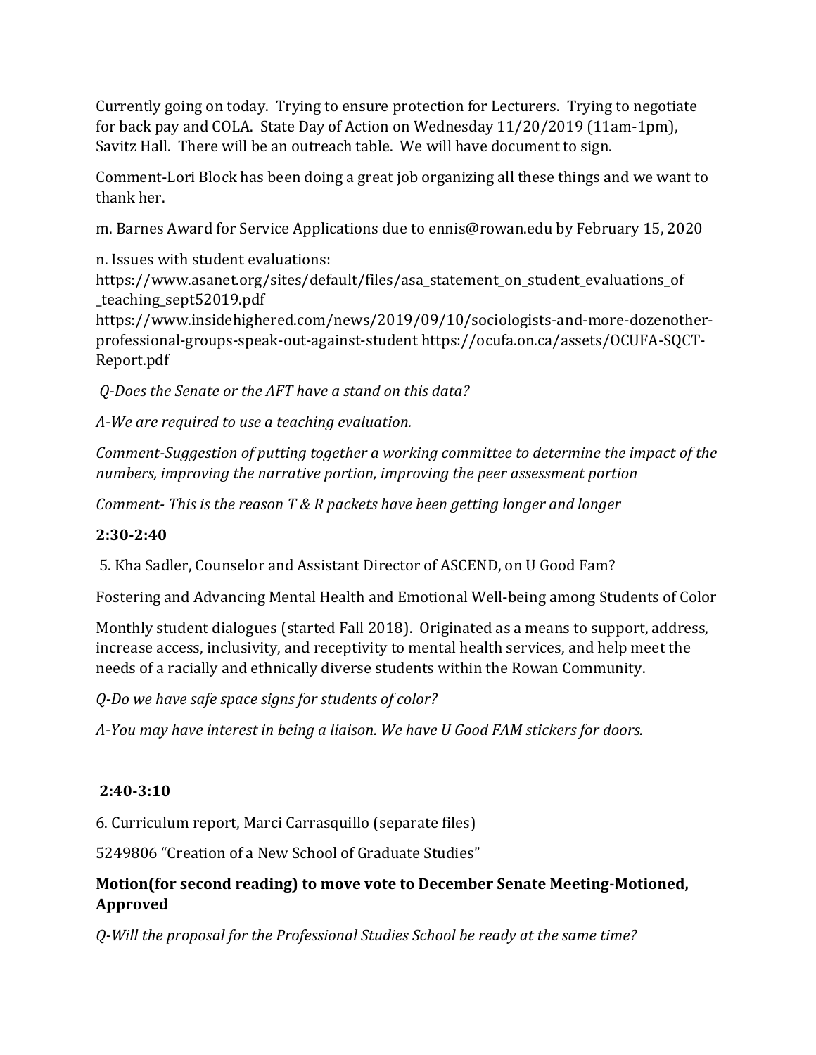Currently going on today. Trying to ensure protection for Lecturers. Trying to negotiate for back pay and COLA. State Day of Action on Wednesday 11/20/2019 (11am-1pm), Savitz Hall. There will be an outreach table. We will have document to sign.

Comment-Lori Block has been doing a great job organizing all these things and we want to thank her.

m. Barnes Award for Service Applications due to ennis@rowan.edu by February 15, 2020

n. Issues with student evaluations:
https://www.asanet.org/sites/default/files/asa_statement_on_student_evaluations_of_teaching_sept52019.pdf
https://www.insidehighered.com/news/2019/09/10/sociologists-and-more-dozenother-professional-groups-speak-out-against-student https://ocufa.on.ca/assets/OCUFA-SQCT-Report.pdf

*Q-Does the Senate or the AFT have a stand on this data?*

*A-We are required to use a teaching evaluation.*

*Comment-Suggestion of putting together a working committee to determine the impact of the numbers, improving the narrative portion, improving the peer assessment portion*

*Comment- This is the reason T & R packets have been getting longer and longer*

**2:30-2:40**

5. Kha Sadler, Counselor and Assistant Director of ASCEND, on U Good Fam?

Fostering and Advancing Mental Health and Emotional Well-being among Students of Color

Monthly student dialogues (started Fall 2018). Originated as a means to support, address, increase access, inclusivity, and receptivity to mental health services, and help meet the needs of a racially and ethnically diverse students within the Rowan Community.

*Q-Do we have safe space signs for students of color?*

*A-You may have interest in being a liaison. We have U Good FAM stickers for doors.*

**2:40-3:10**

6. Curriculum report, Marci Carrasquillo (separate files)

5249806 "Creation of a New School of Graduate Studies"

**Motion(for second reading) to move vote to December Senate Meeting-Motioned, Approved**

*Q-Will the proposal for the Professional Studies School be ready at the same time?*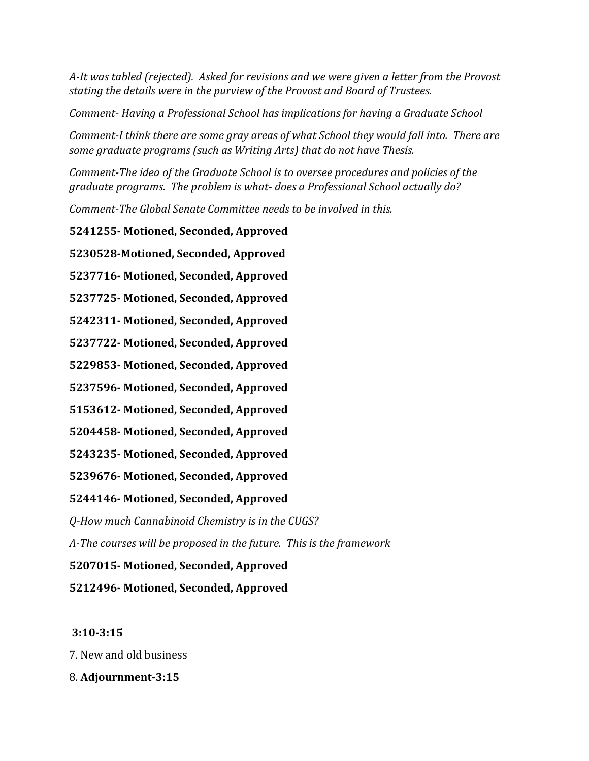*A-It was tabled (rejected). Asked for revisions and we were given a letter from the Provost stating the details were in the purview of the Provost and Board of Trustees.*

*Comment- Having a Professional School has implications for having a Graduate School*

*Comment-I think there are some gray areas of what School they would fall into. There are some graduate programs (such as Writing Arts) that do not have Thesis.*

*Comment-The idea of the Graduate School is to oversee procedures and policies of the graduate programs. The problem is what- does a Professional School actually do?*

*Comment-The Global Senate Committee needs to be involved in this.*

**5241255- Motioned, Seconded, Approved**

**5230528-Motioned, Seconded, Approved**

**5237716- Motioned, Seconded, Approved**

**5237725- Motioned, Seconded, Approved**

**5242311- Motioned, Seconded, Approved**

**5237722- Motioned, Seconded, Approved**

**5229853- Motioned, Seconded, Approved**

**5237596- Motioned, Seconded, Approved**

**5153612- Motioned, Seconded, Approved**

**5204458- Motioned, Seconded, Approved**

**5243235- Motioned, Seconded, Approved**

**5239676- Motioned, Seconded, Approved**

**5244146- Motioned, Seconded, Approved**

*Q-How much Cannabinoid Chemistry is in the CUGS?*

*A-The courses will be proposed in the future. This is the framework*

**5207015- Motioned, Seconded, Approved**

**5212496- Motioned, Seconded, Approved**

**3:10-3:15**

7. New and old business

8. **Adjournment-3:15**